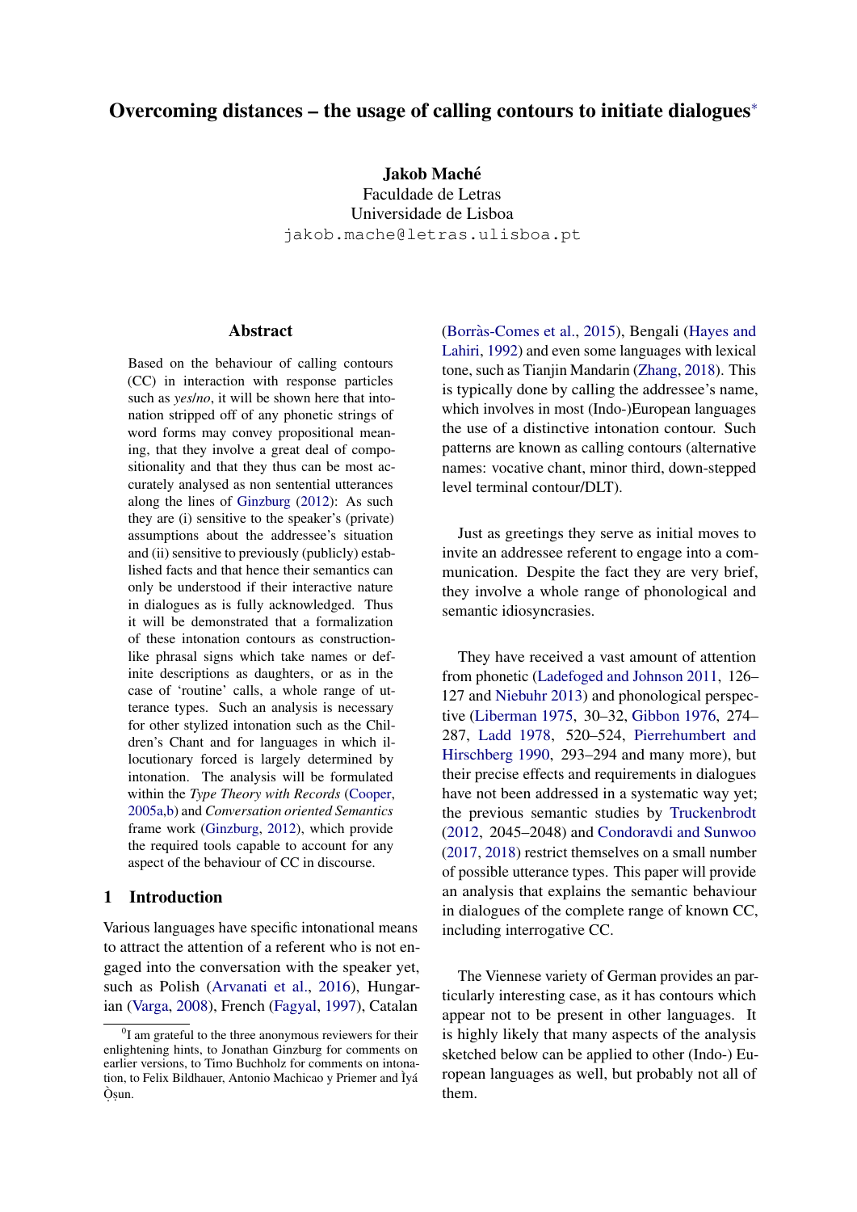# Overcoming distances – the usage of calling contours to initiate dialogues*

**Jakob Maché**
Faculdade de Letras
Universidade de Lisboa
jakob.mache@letras.ulisboa.pt

## Abstract

Based on the behaviour of calling contours (CC) in interaction with response particles such as *yes*/*no*, it will be shown here that intonation stripped off of any phonetic strings of word forms may convey propositional meaning, that they involve a great deal of compositionality and that they thus can be most accurately analysed as non sentential utterances along the lines of Ginzburg (2012): As such they are (i) sensitive to the speaker's (private) assumptions about the addressee's situation and (ii) sensitive to previously (publicly) established facts and that hence their semantics can only be understood if their interactive nature in dialogues as is fully acknowledged. Thus it will be demonstrated that a formalization of these intonation contours as construction-like phrasal signs which take names or definite descriptions as daughters, or as in the case of 'routine' calls, a whole range of utterance types. Such an analysis is necessary for other stylized intonation such as the Children's Chant and for languages in which illocutionary forced is largely determined by intonation. The analysis will be formulated within the *Type Theory with Records* (Cooper, 2005a,b) and *Conversation oriented Semantics* frame work (Ginzburg, 2012), which provide the required tools capable to account for any aspect of the behaviour of CC in discourse.

## 1 Introduction

Various languages have specific intonational means to attract the attention of a referent who is not engaged into the conversation with the speaker yet, such as Polish (Arvanati et al., 2016), Hungarian (Varga, 2008), French (Fagyal, 1997), Catalan (Borràs-Comes et al., 2015), Bengali (Hayes and Lahiri, 1992) and even some languages with lexical tone, such as Tianjin Mandarin (Zhang, 2018). This is typically done by calling the addressee's name, which involves in most (Indo-)European languages the use of a distinctive intonation contour. Such patterns are known as calling contours (alternative names: vocative chant, minor third, down-stepped level terminal contour/DLT).

Just as greetings they serve as initial moves to invite an addressee referent to engage into a communication. Despite the fact they are very brief, they involve a whole range of phonological and semantic idiosyncrasies.

They have received a vast amount of attention from phonetic (Ladefoged and Johnson 2011, 126–127 and Niebuhr 2013) and phonological perspective (Liberman 1975, 30–32, Gibbon 1976, 274–287, Ladd 1978, 520–524, Pierrehumbert and Hirschberg 1990, 293–294 and many more), but their precise effects and requirements in dialogues have not been addressed in a systematic way yet; the previous semantic studies by Truckenbrodt (2012, 2045–2048) and Condoravdi and Sunwoo (2017, 2018) restrict themselves on a small number of possible utterance types. This paper will provide an analysis that explains the semantic behaviour in dialogues of the complete range of known CC, including interrogative CC.

The Viennese variety of German provides an particularly interesting case, as it has contours which appear not to be present in other languages. It is highly likely that many aspects of the analysis sketched below can be applied to other (Indo-) European languages as well, but probably not all of them.

[0] I am grateful to the three anonymous reviewers for their enlightening hints, to Jonathan Ginzburg for comments on earlier versions, to Timo Buchholz for comments on intonation, to Felix Bildhauer, Antonio Machicao y Priemer and Ìyá Ọ̀ṣun.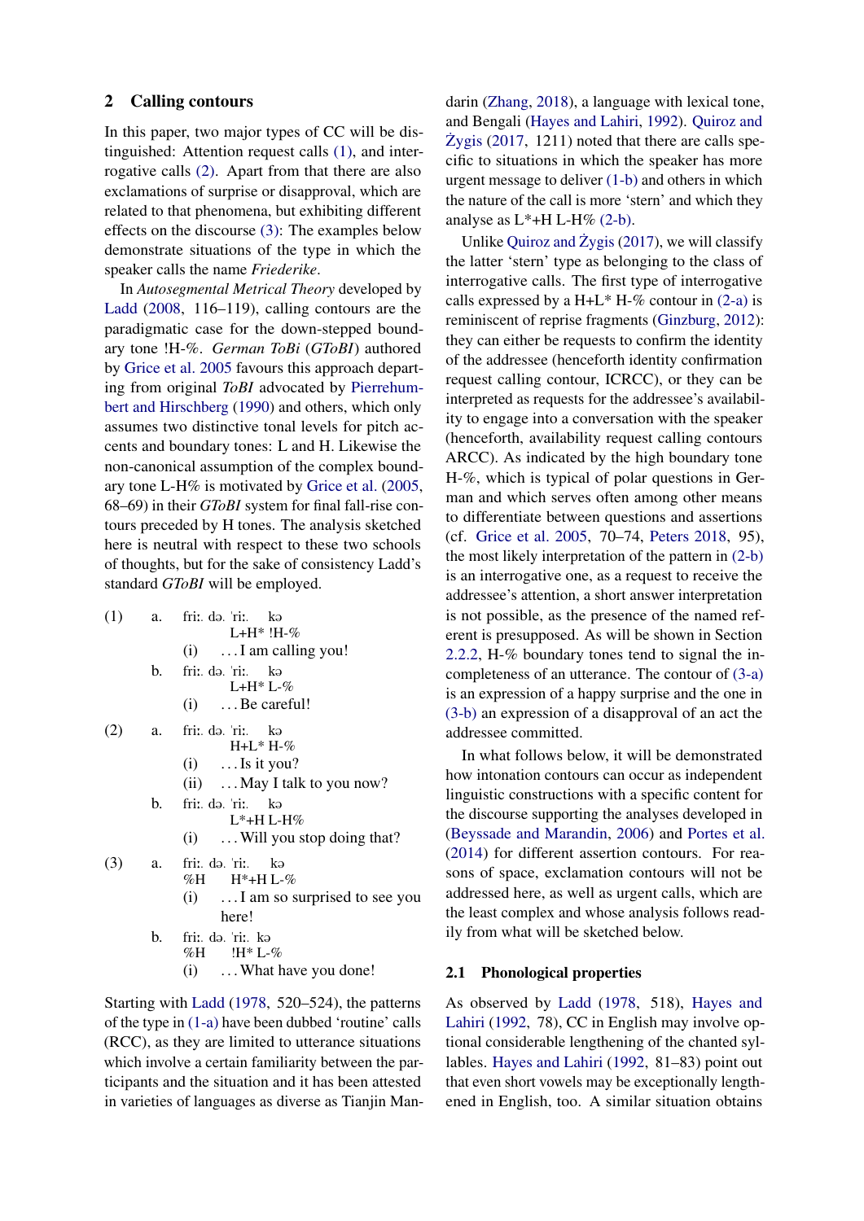## 2 Calling contours

In this paper, two major types of CC will be distinguished: Attention request calls (1), and interrogative calls (2). Apart from that there are also exclamations of surprise or disapproval, which are related to that phenomena, but exhibiting different effects on the discourse (3): The examples below demonstrate situations of the type in which the speaker calls the name *Friederike*.

In *Autosegmental Metrical Theory* developed by Ladd (2008, 116–119), calling contours are the paradigmatic case for the down-stepped boundary tone !H-%. *German ToBi* (*GToBI*) authored by Grice et al. 2005 favours this approach departing from original *ToBI* advocated by Pierrehumbert and Hirschberg (1990) and others, which only assumes two distinctive tonal levels for pitch accents and boundary tones: L and H. Likewise the non-canonical assumption of the complex boundary tone L-H% is motivated by Grice et al. (2005, 68–69) in their *GToBI* system for final fall-rise contours preceded by H tones. The analysis sketched here is neutral with respect to these two schools of thoughts, but for the sake of consistency Ladd's standard *GToBI* will be employed.

(1) a. friː. də. ˈriː. kə  
       L+H* !H-%  
   (i) . . . I am calling you!  
 b. friː. də. ˈriː. kə  
       L+H* L-%  
   (i) . . . Be careful!

(2) a. friː. də. ˈriː. kə  
       H+L* H-%  
   (i) . . . Is it you?  
   (ii) . . . May I talk to you now?  
 b. friː. də. ˈriː. kə  
       L*+H L-H%  
   (i) . . . Will you stop doing that?

(3) a. friː. də. ˈriː. kə  
   %H H*+H L-%  
   (i) . . . I am so surprised to see you here!  
 b. friː. də. ˈriː. kə  
   %H !H* L-%  
   (i) . . . What have you done!

Starting with Ladd (1978, 520–524), the patterns of the type in (1-a) have been dubbed 'routine' calls (RCC), as they are limited to utterance situations which involve a certain familiarity between the participants and the situation and it has been attested in varieties of languages as diverse as Tianjin Mandarin (Zhang, 2018), a language with lexical tone, and Bengali (Hayes and Lahiri, 1992). Quiroz and Żygis (2017, 1211) noted that there are calls specific to situations in which the speaker has more urgent message to deliver (1-b) and others in which the nature of the call is more 'stern' and which they analyse as L*+H L-H% (2-b).

Unlike Quiroz and Żygis (2017), we will classify the latter 'stern' type as belonging to the class of interrogative calls. The first type of interrogative calls expressed by a H+L* H-% contour in (2-a) is reminiscent of reprise fragments (Ginzburg, 2012): they can either be requests to confirm the identity of the addressee (henceforth identity confirmation request calling contour, ICRCC), or they can be interpreted as requests for the addressee's availability to engage into a conversation with the speaker (henceforth, availability request calling contours ARCC). As indicated by the high boundary tone H-%, which is typical of polar questions in German and which serves often among other means to differentiate between questions and assertions (cf. Grice et al. 2005, 70–74, Peters 2018, 95), the most likely interpretation of the pattern in (2-b) is an interrogative one, as a request to receive the addressee's attention, a short answer interpretation is not possible, as the presence of the named referent is presupposed. As will be shown in Section 2.2.2, H-% boundary tones tend to signal the incompleteness of an utterance. The contour of (3-a) is an expression of a happy surprise and the one in (3-b) an expression of a disapproval of an act the addressee committed.

In what follows below, it will be demonstrated how intonation contours can occur as independent linguistic constructions with a specific content for the discourse supporting the analyses developed in (Beyssade and Marandin, 2006) and Portes et al. (2014) for different assertion contours. For reasons of space, exclamation contours will not be addressed here, as well as urgent calls, which are the least complex and whose analysis follows readily from what will be sketched below.

### 2.1 Phonological properties

As observed by Ladd (1978, 518), Hayes and Lahiri (1992, 78), CC in English may involve optional considerable lengthening of the chanted syllables. Hayes and Lahiri (1992, 81–83) point out that even short vowels may be exceptionally lengthened in English, too. A similar situation obtains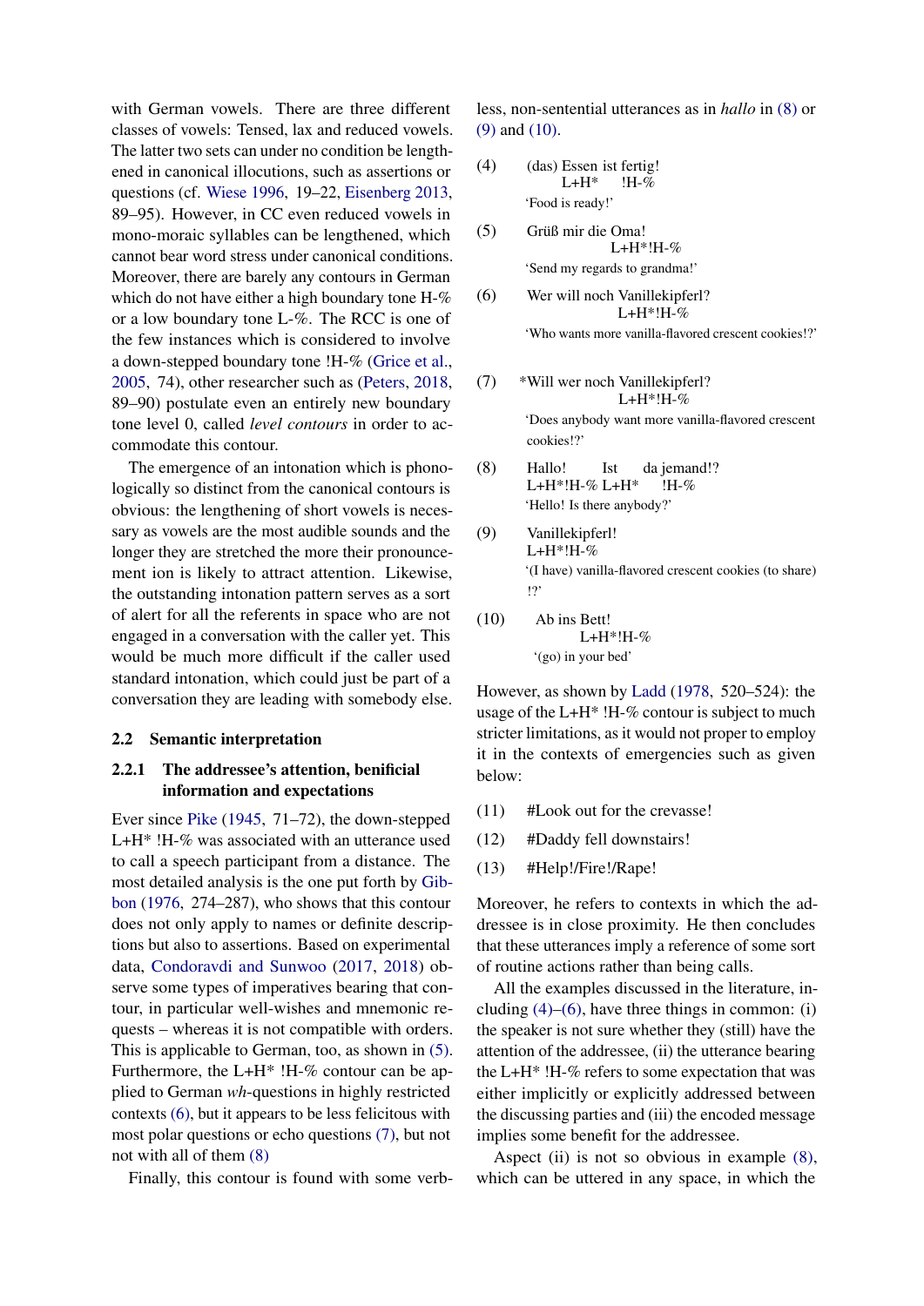with German vowels. There are three different classes of vowels: Tensed, lax and reduced vowels. The latter two sets can under no condition be lengthened in canonical illocutions, such as assertions or questions (cf. Wiese 1996, 19–22, Eisenberg 2013, 89–95). However, in CC even reduced vowels in mono-moraic syllables can be lengthened, which cannot bear word stress under canonical conditions. Moreover, there are barely any contours in German which do not have either a high boundary tone H-% or a low boundary tone L-%. The RCC is one of the few instances which is considered to involve a down-stepped boundary tone !H-% (Grice et al., 2005, 74), other researcher such as (Peters, 2018, 89–90) postulate even an entirely new boundary tone level 0, called *level contours* in order to accommodate this contour.

The emergence of an intonation which is phonologically so distinct from the canonical contours is obvious: the lengthening of short vowels is necessary as vowels are the most audible sounds and the longer they are stretched the more their pronouncement ion is likely to attract attention. Likewise, the outstanding intonation pattern serves as a sort of alert for all the referents in space who are not engaged in a conversation with the caller yet. This would be much more difficult if the caller used standard intonation, which could just be part of a conversation they are leading with somebody else.

## 2.2 Semantic interpretation

### 2.2.1 The addressee's attention, benificial information and expectations

Ever since Pike (1945, 71–72), the down-stepped L+H* !H-% was associated with an utterance used to call a speech participant from a distance. The most detailed analysis is the one put forth by Gibbon (1976, 274–287), who shows that this contour does not only apply to names or definite descriptions but also to assertions. Based on experimental data, Condoravdi and Sunwoo (2017, 2018) observe some types of imperatives bearing that contour, in particular well-wishes and mnemonic requests – whereas it is not compatible with orders. This is applicable to German, too, as shown in (5). Furthermore, the L+H* !H-% contour can be applied to German *wh*-questions in highly restricted contexts (6), but it appears to be less felicitous with most polar questions or echo questions (7), but not not with all of them (8)

Finally, this contour is found with some verbless, non-sentential utterances as in *hallo* in (8) or (9) and (10).

(4) (das) Essen ist fertig!
L+H* !H-%
'Food is ready!'

(5) Grüß mir die Oma!
L+H*!H-%
'Send my regards to grandma!'

(6) Wer will noch Vanillekipferl?
L+H*!H-%
'Who wants more vanilla-flavored crescent cookies!?'

(7) *Will wer noch Vanillekipferl?
L+H*!H-%
'Does anybody want more vanilla-flavored crescent cookies!?'

(8) Hallo! Ist da jemand!?
L+H*!H-% L+H* !H-%
'Hello! Is there anybody?'

(9) Vanillekipferl!
L+H*!H-%
'(I have) vanilla-flavored crescent cookies (to share) !?'

(10) Ab ins Bett!
L+H*!H-%
'(go) in your bed'

However, as shown by Ladd (1978, 520–524): the usage of the L+H* !H-% contour is subject to much stricter limitations, as it would not proper to employ it in the contexts of emergencies such as given below:

(11) #Look out for the crevasse!

(12) #Daddy fell downstairs!

(13) #Help!/Fire!/Rape!

Moreover, he refers to contexts in which the addressee is in close proximity. He then concludes that these utterances imply a reference of some sort of routine actions rather than being calls.

All the examples discussed in the literature, including (4)–(6), have three things in common: (i) the speaker is not sure whether they (still) have the attention of the addressee, (ii) the utterance bearing the L+H* !H-% refers to some expectation that was either implicitly or explicitly addressed between the discussing parties and (iii) the encoded message implies some benefit for the addressee.

Aspect (ii) is not so obvious in example (8), which can be uttered in any space, in which the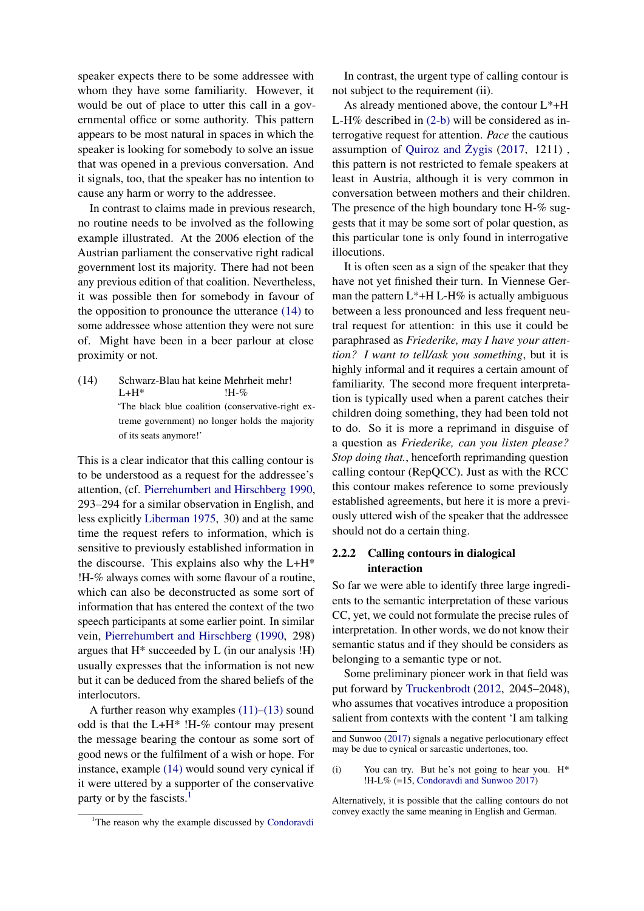speaker expects there to be some addressee with whom they have some familiarity. However, it would be out of place to utter this call in a governmental office or some authority. This pattern appears to be most natural in spaces in which the speaker is looking for somebody to solve an issue that was opened in a previous conversation. And it signals, too, that the speaker has no intention to cause any harm or worry to the addressee.

In contrast to claims made in previous research, no routine needs to be involved as the following example illustrated. At the 2006 election of the Austrian parliament the conservative right radical government lost its majority. There had not been any previous edition of that coalition. Nevertheless, it was possible then for somebody in favour of the opposition to pronounce the utterance (14) to some addressee whose attention they were not sure of. Might have been in a beer parlour at close proximity or not.

(14) Schwarz-Blau hat keine Mehrheit mehr!
L+H* !H-%
'The black blue coalition (conservative-right extreme government) no longer holds the majority of its seats anymore!'

This is a clear indicator that this calling contour is to be understood as a request for the addressee's attention, (cf. Pierrehumbert and Hirschberg 1990, 293–294 for a similar observation in English, and less explicitly Liberman 1975, 30) and at the same time the request refers to information, which is sensitive to previously established information in the discourse. This explains also why the L+H* !H-% always comes with some flavour of a routine, which can also be deconstructed as some sort of information that has entered the context of the two speech participants at some earlier point. In similar vein, Pierrehumbert and Hirschberg (1990, 298) argues that H* succeeded by L (in our analysis !H) usually expresses that the information is not new but it can be deduced from the shared beliefs of the interlocutors.

A further reason why examples (11)–(13) sound odd is that the L+H* !H-% contour may present the message bearing the contour as some sort of good news or the fulfilment of a wish or hope. For instance, example (14) would sound very cynical if it were uttered by a supporter of the conservative party or by the fascists.[1]

In contrast, the urgent type of calling contour is not subject to the requirement (ii).

As already mentioned above, the contour L*+H L-H% described in (2-b) will be considered as interrogative request for attention. *Pace* the cautious assumption of Quiroz and Żygis (2017, 1211) , this pattern is not restricted to female speakers at least in Austria, although it is very common in conversation between mothers and their children. The presence of the high boundary tone H-% suggests that it may be some sort of polar question, as this particular tone is only found in interrogative illocutions.

It is often seen as a sign of the speaker that they have not yet finished their turn. In Viennese German the pattern L*+H L-H% is actually ambiguous between a less pronounced and less frequent neutral request for attention: in this use it could be paraphrased as *Friederike, may I have your attention? I want to tell/ask you something*, but it is highly informal and it requires a certain amount of familiarity. The second more frequent interpretation is typically used when a parent catches their children doing something, they had been told not to do. So it is more a reprimand in disguise of a question as *Friederike, can you listen please? Stop doing that.*, henceforth reprimanding question calling contour (RepQCC). Just as with the RCC this contour makes reference to some previously established agreements, but here it is more a previously uttered wish of the speaker that the addressee should not do a certain thing.

### 2.2.2 Calling contours in dialogical interaction

So far we were able to identify three large ingredients to the semantic interpretation of these various CC, yet, we could not formulate the precise rules of interpretation. In other words, we do not know their semantic status and if they should be considers as belonging to a semantic type or not.

Some preliminary pioneer work in that field was put forward by Truckenbrodt (2012, 2045–2048), who assumes that vocatives introduce a proposition salient from contexts with the content 'I am talking

---

[1] The reason why the example discussed by Condoravdi and Sunwoo (2017) signals a negative perlocutionary effect may be due to cynical or sarcastic undertones, too.

(i) You can try. But he's not going to hear you. H* !H-L% (=15, Condoravdi and Sunwoo 2017)

Alternatively, it is possible that the calling contours do not convey exactly the same meaning in English and German.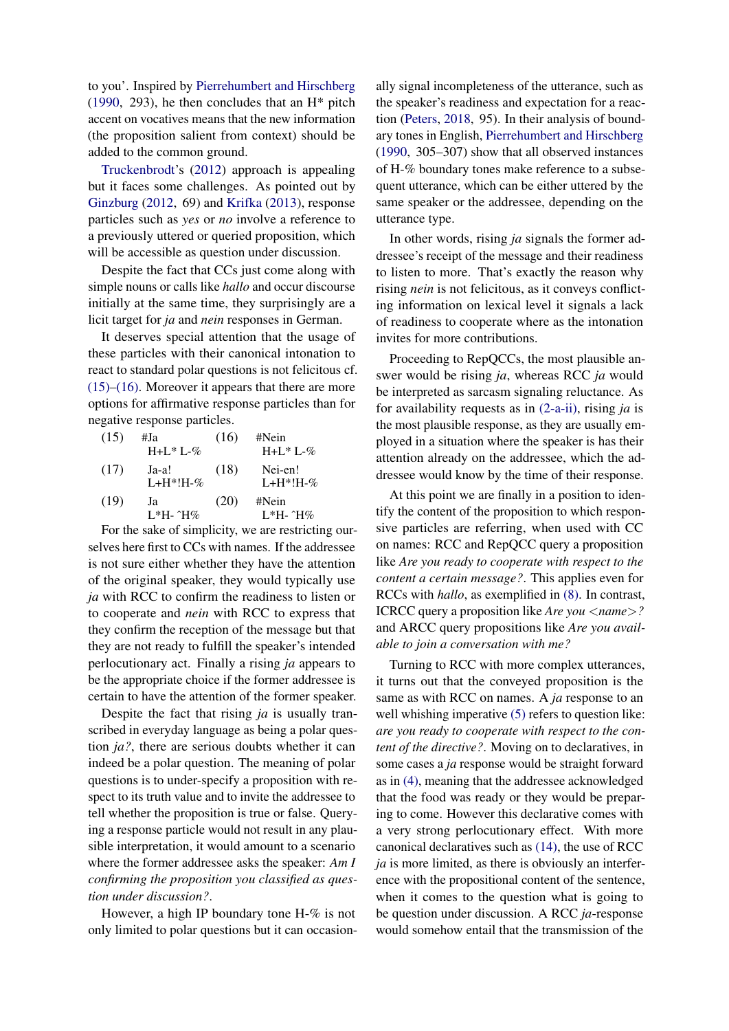to you'. Inspired by Pierrehumbert and Hirschberg (1990, 293), he then concludes that an H* pitch accent on vocatives means that the new information (the proposition salient from context) should be added to the common ground.

Truckenbrodt's (2012) approach is appealing but it faces some challenges. As pointed out by Ginzburg (2012, 69) and Krifka (2013), response particles such as *yes* or *no* involve a reference to a previously uttered or queried proposition, which will be accessible as question under discussion.

Despite the fact that CCs just come along with simple nouns or calls like *hallo* and occur discourse initially at the same time, they surprisingly are a licit target for *ja* and *nein* responses in German.

It deserves special attention that the usage of these particles with their canonical intonation to react to standard polar questions is not felicitous cf. (15)–(16). Moreover it appears that there are more options for affirmative response particles than for negative response particles.

(15) #Ja
H+L* L-%

(16) #Nein
H+L* L-%

(17) Ja-a!
L+H*!H-%

(18) Nei-en!
L+H*!H-%

(19) Ja
L*H- ^H%

(20) #Nein
L*H- ^H%

For the sake of simplicity, we are restricting ourselves here first to CCs with names. If the addressee is not sure either whether they have the attention of the original speaker, they would typically use *ja* with RCC to confirm the readiness to listen or to cooperate and *nein* with RCC to express that they confirm the reception of the message but that they are not ready to fulfill the speaker's intended perlocutionary act. Finally a rising *ja* appears to be the appropriate choice if the former addressee is certain to have the attention of the former speaker.

Despite the fact that rising *ja* is usually transcribed in everyday language as being a polar question *ja?*, there are serious doubts whether it can indeed be a polar question. The meaning of polar questions is to under-specify a proposition with respect to its truth value and to invite the addressee to tell whether the proposition is true or false. Querying a response particle would not result in any plausible interpretation, it would amount to a scenario where the former addressee asks the speaker: *Am I confirming the proposition you classified as question under discussion?*.

However, a high IP boundary tone H-% is not only limited to polar questions but it can occasionally signal incompleteness of the utterance, such as the speaker's readiness and expectation for a reaction (Peters, 2018, 95). In their analysis of boundary tones in English, Pierrehumbert and Hirschberg (1990, 305–307) show that all observed instances of H-% boundary tones make reference to a subsequent utterance, which can be either uttered by the same speaker or the addressee, depending on the utterance type.

In other words, rising *ja* signals the former addressee's receipt of the message and their readiness to listen to more. That's exactly the reason why rising *nein* is not felicitous, as it conveys conflicting information on lexical level it signals a lack of readiness to cooperate where as the intonation invites for more contributions.

Proceeding to RepQCCs, the most plausible answer would be rising *ja*, whereas RCC *ja* would be interpreted as sarcasm signaling reluctance. As for availability requests as in (2-a-ii), rising *ja* is the most plausible response, as they are usually employed in a situation where the speaker is has their attention already on the addressee, which the addressee would know by the time of their response.

At this point we are finally in a position to identify the content of the proposition to which responsive particles are referring, when used with CC on names: RCC and RepQCC query a proposition like *Are you ready to cooperate with respect to the content a certain message?*. This applies even for RCCs with *hallo*, as exemplified in (8). In contrast, ICRCC query a proposition like *Are you <name>?* and ARCC query propositions like *Are you available to join a conversation with me?*

Turning to RCC with more complex utterances, it turns out that the conveyed proposition is the same as with RCC on names. A *ja* response to an well whishing imperative (5) refers to question like: *are you ready to cooperate with respect to the content of the directive?*. Moving on to declaratives, in some cases a *ja* response would be straight forward as in (4), meaning that the addressee acknowledged that the food was ready or they would be preparing to come. However this declarative comes with a very strong perlocutionary effect. With more canonical declaratives such as (14), the use of RCC *ja* is more limited, as there is obviously an interference with the propositional content of the sentence, when it comes to the question what is going to be question under discussion. A RCC *ja*-response would somehow entail that the transmission of the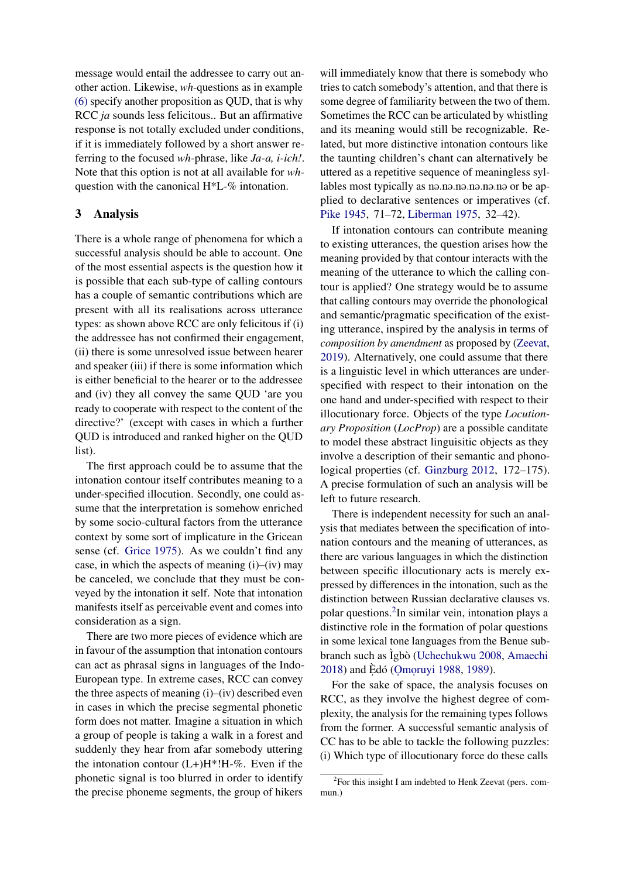message would entail the addressee to carry out another action. Likewise, *wh*-questions as in example (6) specify another proposition as QUD, that is why RCC *ja* sounds less felicitous.. But an affirmative response is not totally excluded under conditions, if it is immediately followed by a short answer referring to the focused *wh*-phrase, like *Ja-a, i-ich!*. Note that this option is not at all available for *wh*-question with the canonical H*L-% intonation.

## 3 Analysis

There is a whole range of phenomena for which a successful analysis should be able to account. One of the most essential aspects is the question how it is possible that each sub-type of calling contours has a couple of semantic contributions which are present with all its realisations across utterance types: as shown above RCC are only felicitous if (i) the addressee has not confirmed their engagement, (ii) there is some unresolved issue between hearer and speaker (iii) if there is some information which is either beneficial to the hearer or to the addressee and (iv) they all convey the same QUD 'are you ready to cooperate with respect to the content of the directive?' (except with cases in which a further QUD is introduced and ranked higher on the QUD list).

The first approach could be to assume that the intonation contour itself contributes meaning to a under-specified illocution. Secondly, one could assume that the interpretation is somehow enriched by some socio-cultural factors from the utterance context by some sort of implicature in the Gricean sense (cf. Grice 1975). As we couldn't find any case, in which the aspects of meaning (i)–(iv) may be canceled, we conclude that they must be conveyed by the intonation it self. Note that intonation manifests itself as perceivable event and comes into consideration as a sign.

There are two more pieces of evidence which are in favour of the assumption that intonation contours can act as phrasal signs in languages of the Indo-European type. In extreme cases, RCC can convey the three aspects of meaning (i)–(iv) described even in cases in which the precise segmental phonetic form does not matter. Imagine a situation in which a group of people is taking a walk in a forest and suddenly they hear from afar somebody uttering the intonation contour (L+)H*!H-%. Even if the phonetic signal is too blurred in order to identify the precise phoneme segments, the group of hikers will immediately know that there is somebody who tries to catch somebody's attention, and that there is some degree of familiarity between the two of them. Sometimes the RCC can be articulated by whistling and its meaning would still be recognizable. Related, but more distinctive intonation contours like the taunting children's chant can alternatively be uttered as a repetitive sequence of meaningless syllables most typically as nə.nə.nə.nə.nə.nə or be applied to declarative sentences or imperatives (cf. Pike 1945, 71–72, Liberman 1975, 32–42).

If intonation contours can contribute meaning to existing utterances, the question arises how the meaning provided by that contour interacts with the meaning of the utterance to which the calling contour is applied? One strategy would be to assume that calling contours may override the phonological and semantic/pragmatic specification of the existing utterance, inspired by the analysis in terms of *composition by amendment* as proposed by (Zeevat, 2019). Alternatively, one could assume that there is a linguistic level in which utterances are under-specified with respect to their intonation on the one hand and under-specified with respect to their illocutionary force. Objects of the type *Locutionary Proposition* (*LocProp*) are a possible canditate to model these abstract linguisitic objects as they involve a description of their semantic and phonological properties (cf. Ginzburg 2012, 172–175). A precise formulation of such an analysis will be left to future research.

There is independent necessity for such an analysis that mediates between the specification of intonation contours and the meaning of utterances, as there are various languages in which the distinction between specific illocutionary acts is merely expressed by differences in the intonation, such as the distinction between Russian declarative clauses vs. polar questions.[2] In similar vein, intonation plays a distinctive role in the formation of polar questions in some lexical tone languages from the Benue subbranch such as Ìgbò (Uchechukwu 2008, Amaechi 2018) and Ѐdó (Ọmọruyi 1988, 1989).

For the sake of space, the analysis focuses on RCC, as they involve the highest degree of complexity, the analysis for the remaining types follows from the former. A successful semantic analysis of CC has to be able to tackle the following puzzles: (i) Which type of illocutionary force do these calls

[2] For this insight I am indebted to Henk Zeevat (pers. commun.)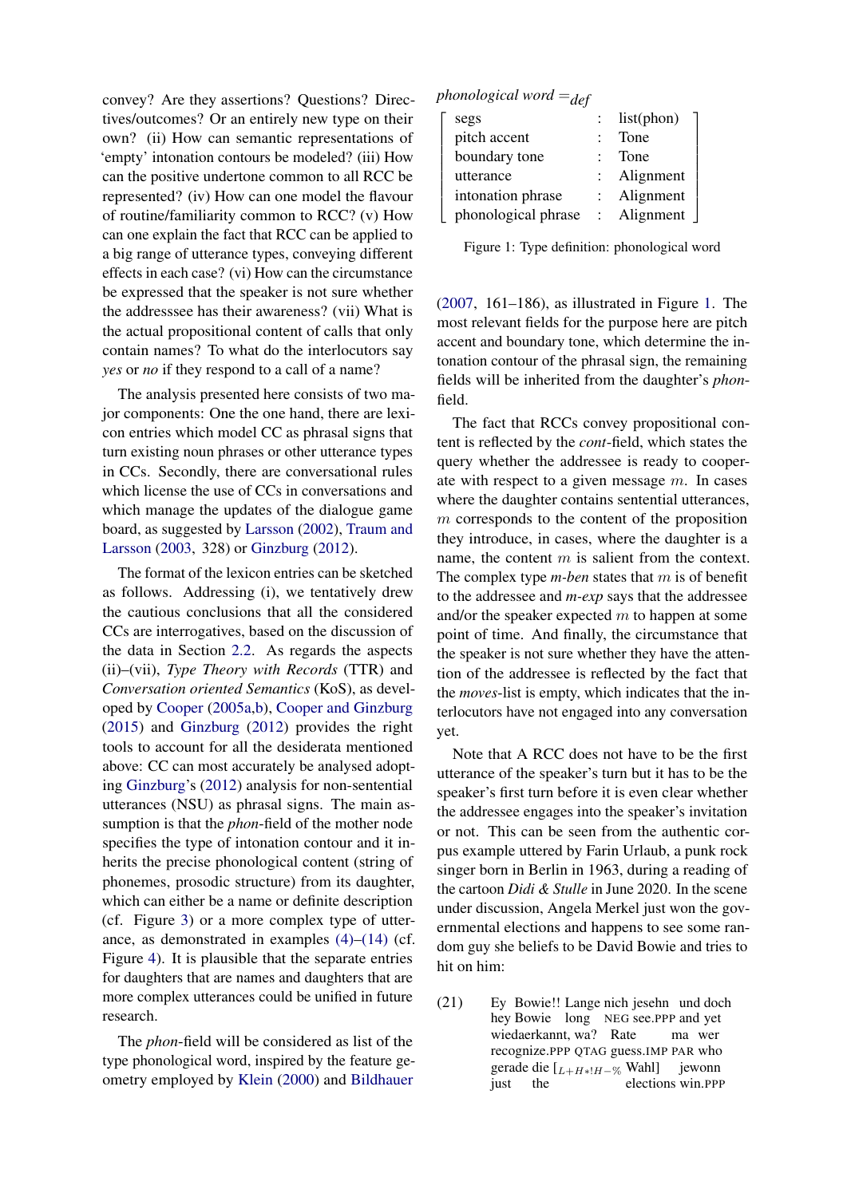convey? Are they assertions? Questions? Directives/outcomes? Or an entirely new type on their own? (ii) How can semantic representations of 'empty' intonation contours be modeled? (iii) How can the positive undertone common to all RCC be represented? (iv) How can one model the flavour of routine/familiarity common to RCC? (v) How can one explain the fact that RCC can be applied to a big range of utterance types, conveying different effects in each case? (vi) How can the circumstance be expressed that the speaker is not sure whether the addresssee has their awareness? (vii) What is the actual propositional content of calls that only contain names? To what do the interlocutors say *yes* or *no* if they respond to a call of a name?

The analysis presented here consists of two major components: One the one hand, there are lexicon entries which model CC as phrasal signs that turn existing noun phrases or other utterance types in CCs. Secondly, there are conversational rules which license the use of CCs in conversations and which manage the updates of the dialogue game board, as suggested by Larsson (2002), Traum and Larsson (2003, 328) or Ginzburg (2012).

The format of the lexicon entries can be sketched as follows. Addressing (i), we tentatively drew the cautious conclusions that all the considered CCs are interrogatives, based on the discussion of the data in Section 2.2. As regards the aspects (ii)–(vii), *Type Theory with Records* (TTR) and *Conversation oriented Semantics* (KoS), as developed by Cooper (2005a,b), Cooper and Ginzburg (2015) and Ginzburg (2012) provides the right tools to account for all the desiderata mentioned above: CC can most accurately be analysed adopting Ginzburg's (2012) analysis for non-sentential utterances (NSU) as phrasal signs. The main assumption is that the *phon*-field of the mother node specifies the type of intonation contour and it inherits the precise phonological content (string of phonemes, prosodic structure) from its daughter, which can either be a name or definite description (cf. Figure 3) or a more complex type of utterance, as demonstrated in examples (4)–(14) (cf. Figure 4). It is plausible that the separate entries for daughters that are names and daughters that are more complex utterances could be unified in future research.

The *phon*-field will be considered as list of the type phonological word, inspired by the feature geometry employed by Klein (2000) and Bildhauer (2007, 161–186), as illustrated in Figure 1. The most relevant fields for the purpose here are pitch accent and boundary tone, which determine the intonation contour of the phrasal sign, the remaining fields will be inherited from the daughter's *phon*-field.

*phonological word* $=_{def}$

| | | |
|---|---|---|
| segs | : | list(phon) |
| pitch accent | : | Tone |
| boundary tone | : | Tone |
| utterance | : | Alignment |
| intonation phrase | : | Alignment |
| phonological phrase | : | Alignment |

Figure 1: Type definition: phonological word

The fact that RCCs convey propositional content is reflected by the *cont*-field, which states the query whether the addressee is ready to cooperate with respect to a given message $m$. In cases where the daughter contains sentential utterances, $m$ corresponds to the content of the proposition they introduce, in cases, where the daughter is a name, the content $m$ is salient from the context. The complex type *m-ben* states that $m$ is of benefit to the addressee and *m-exp* says that the addressee and/or the speaker expected $m$ to happen at some point of time. And finally, the circumstance that the speaker is not sure whether they have the attention of the addresee is reflected by the fact that the *moves*-list is empty, which indicates that the interlocutors have not engaged into any conversation yet.

Note that A RCC does not have to be the first utterance of the speaker's turn but it has to be the speaker's first turn before it is even clear whether the addressee engages into the speaker's invitation or not. This can be seen from the authentic corpus example uttered by Farin Urlaub, a punk rock singer born in Berlin in 1963, during a reading of the cartoon *Didi & Stulle* in June 2020. In the scene under discussion, Angela Merkel just won the governmental elections and happens to see some random guy she beliefs to be David Bowie and tries to hit on him:

(21) Ey Bowie!! Lange nich jesehn und doch
hey Bowie long NEG see.PPP and yet
wiedaerkannt, wa? Rate ma wer
recognize.PPP QTAG guess.IMP PAR who
gerade die [$_{L+H*!H-\%}$ Wahl] jewonn
just the elections win.PPP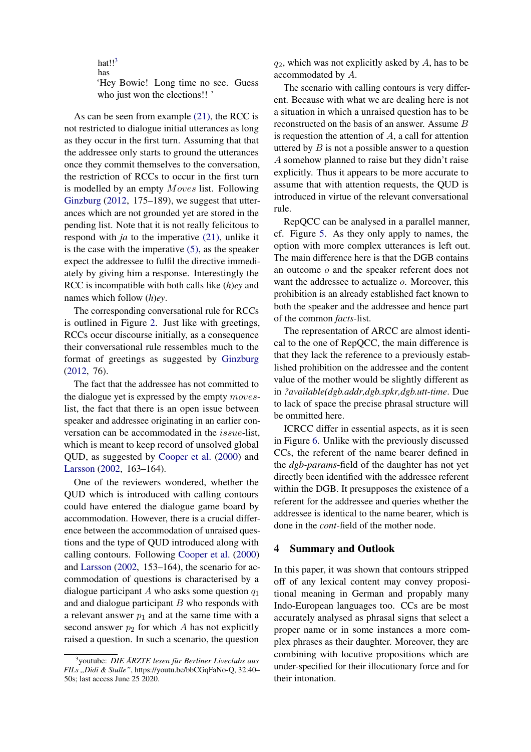hat!![3]
has
'Hey Bowie! Long time no see. Guess who just won the elections!! '

As can be seen from example (21), the RCC is not restricted to dialogue initial utterances as long as they occur in the first turn. Assuming that the addressee only starts to ground the utterances once they commit themselves to the conversation, the restriction of RCCs to occur in the first turn is modelled by an empty $Moves$ list. Following Ginzburg (2012, 175–189), we suggest that utterances which are not grounded yet are stored in the pending list. Note that it is not really felicitous to respond with *ja* to the imperative (21), unlike it is the case with the imperative (5), as the speaker expect the addressee to fulfil the directive immediately by giving him a response. Interestingly the RCC is incompatible with both calls like *(h)ey* and names which follow *(h)ey*.

The corresponding conversational rule for RCCs is outlined in Figure 2. Just like with greetings, RCCs occur discourse initially, as a consequence their conversational rule ressembles much to the format of greetings as suggested by Ginzburg (2012, 76).

The fact that the addressee has not committed to the dialogue yet is expressed by the empty $moves$-list, the fact that there is an open issue between speaker and addressee originating in an earlier conversation can be accommodated in the $issue$-list, which is meant to keep record of unsolved global QUD, as suggested by Cooper et al. (2000) and Larsson (2002, 163–164).

One of the reviewers wondered, whether the QUD which is introduced with calling contours could have entered the dialogue game board by accommodation. However, there is a crucial difference between the accommodation of unraised questions and the type of QUD introduced along with calling contours. Following Cooper et al. (2000) and Larsson (2002, 153–164), the scenario for accommodation of questions is characterised by a dialogue participant $A$ who asks some question $q_1$ and and dialogue participant $B$ who responds with a relevant answer $p_1$ and at the same time with a second answer $p_2$ for which $A$ has not explicitly raised a question. In such a scenario, the question $q_2$, which was not explicitly asked by $A$, has to be accommodated by $A$.

The scenario with calling contours is very different. Because with what we are dealing here is not a situation in which a unraised question has to be reconstructed on the basis of an answer. Assume $B$ is requestion the attention of $A$, a call for attention uttered by $B$ is not a possible answer to a question $A$ somehow planned to raise but they didn't raise explicitly. Thus it appears to be more accurate to assume that with attention requests, the QUD is introduced in virtue of the relevant conversational rule.

RepQCC can be analysed in a parallel manner, cf. Figure 5. As they only apply to names, the option with more complex utterances is left out. The main difference here is that the DGB contains an outcome $o$ and the speaker referent does not want the addressee to actualize $o$. Moreover, this prohibition is an already established fact known to both the speaker and the addressee and hence part of the common *facts*-list.

The representation of ARCC are almost identical to the one of RepQCC, the main difference is that they lack the reference to a previously established prohibition on the addressee and the content value of the mother would be slightly different as in *?available(dgb.addr,dgb.spkr,dgb.utt-time*. Due to lack of space the precise phrasal structure will be ommitted here.

ICRCC differ in essential aspects, as it is seen in Figure 6. Unlike with the previously discussed CCs, the referent of the name bearer defined in the *dgb-params*-field of the daughter has not yet directly been identified with the addressee referent within the DGB. It presupposes the existence of a referent for the addressee and queries whether the addressee is identical to the name bearer, which is done in the *cont*-field of the mother node.

## 4 Summary and Outlook

In this paper, it was shown that contours stripped off of any lexical content may convey propositional meaning in German and propably many Indo-European languages too. CCs are be most accurately analysed as phrasal signs that select a proper name or in some instances a more complex phrases as their daughter. Moreover, they are combining with locutive propositions which are under-specified for their illocutionary force and for their intonation.

[3]youtube: *DIE ÄRZTE lesen für Berliner Liveclubs aus FILs „Didi & Stulle"*, https://youtu.be/bbCGqFaNo-Q, 32:40–50s; last access June 25 2020.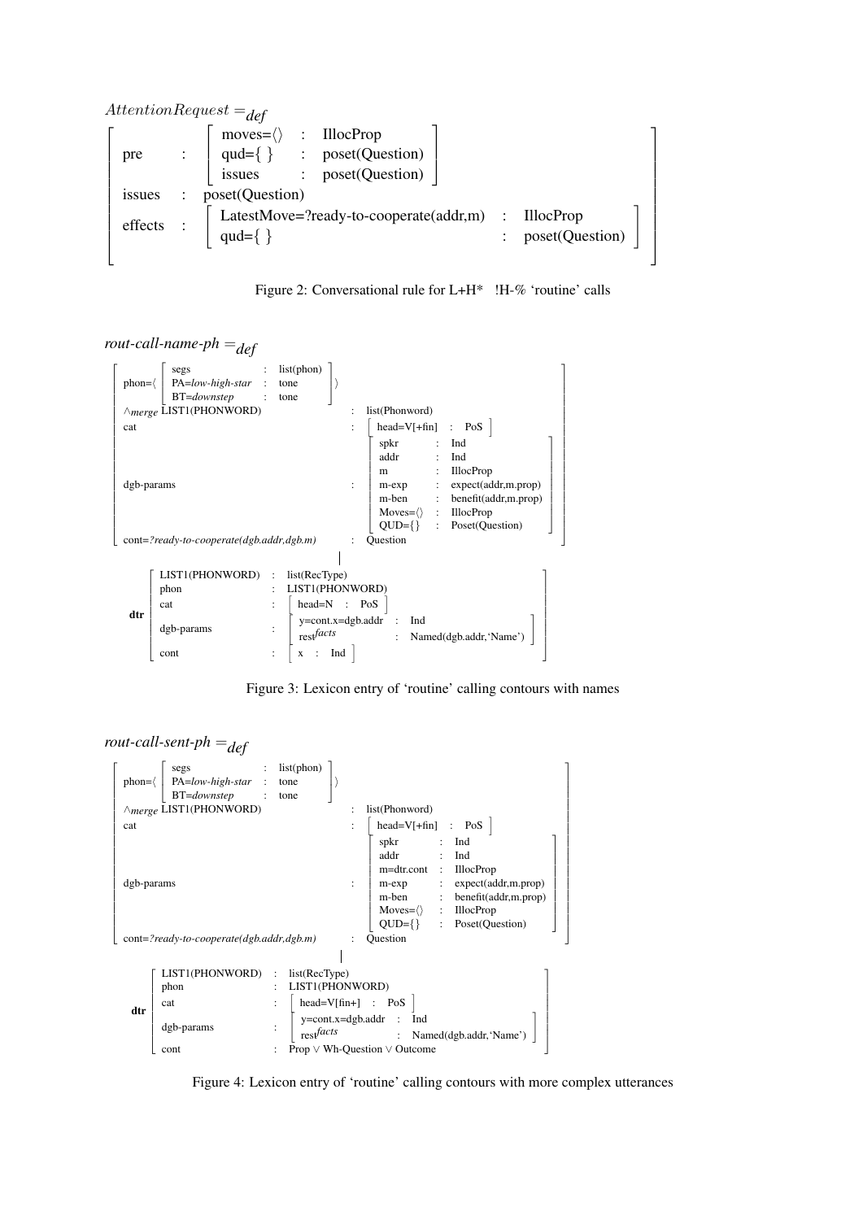$AttentionRequest =_{def}$

$$
\left[\begin{array}{lll}
\text{pre} & : & \left[\begin{array}{lll}
\text{moves}=\langle\rangle & : & \text{IllocProp} \\
\text{qud}=\{\ \} & : & \text{poset(Question)} \\
\text{issues} & : & \text{poset(Question)}
\end{array}\right] \\
\text{issues} & : & \text{poset(Question)} \\
\text{effects} & : & \left[\begin{array}{lll}
\text{LatestMove=?ready-to-cooperate(addr,m)} & : & \text{IllocProp} \\
\text{qud}=\{\ \} & : & \text{poset(Question)}
\end{array}\right]
\end{array}\right]
$$

Figure 2: Conversational rule for L+H* !H-% 'routine' calls

*rout-call-name-ph* $=_{def}$

$$
\left[\begin{array}{lll}
\text{phon}=\langle \left[\begin{array}{lll}
\text{segs} & : & \text{list(phon)} \\
\text{PA}=\textit{low-high-star} & : & \text{tone} \\
\text{BT}=\textit{downstep} & : & \text{tone}
\end{array}\right] \rangle & & \\
\wedge_{merge}\ \text{LIST1(PHONWORD)} & : & \text{list(Phonword)} \\
\text{cat} & : & \left[\ \text{head=V[+fin]} \ : \ \text{PoS}\ \right] \\
\text{dgb-params} & : & \left[\begin{array}{lll}
\text{spkr} & : & \text{Ind} \\
\text{addr} & : & \text{Ind} \\
\text{m} & : & \text{IllocProp} \\
\text{m-exp} & : & \text{expect(addr,m.prop)} \\
\text{m-ben} & : & \text{benefit(addr,m.prop)} \\
\text{Moves}=\langle\rangle & : & \text{IllocProp} \\
\text{QUD}=\{\} & : & \text{Poset(Question)}
\end{array}\right] \\
\text{cont}=\textit{?ready-to-cooperate(dgb.addr,dgb.m)} & : & \text{Question}
\end{array}\right]
$$

$$
\textbf{dtr} \left[\begin{array}{lll}
\text{LIST1(PHONWORD)} & : & \text{list(RecType)} \\
\text{phon} & : & \text{LIST1(PHONWORD)} \\
\text{cat} & : & \left[\ \text{head=N} \ : \ \text{PoS}\ \right] \\
\text{dgb-params} & : & \left[\begin{array}{lll}
\text{y=cont.x=dgb.addr} & : & \text{Ind} \\
\text{rest}^{facts} & : & \text{Named(dgb.addr,'Name')}
\end{array}\right] \\
\text{cont} & : & \left[\ \text{x} \ : \ \text{Ind}\ \right]
\end{array}\right]
$$

Figure 3: Lexicon entry of 'routine' calling contours with names

*rout-call-sent-ph* $=_{def}$

$$
\left[\begin{array}{lll}
\text{phon}=\langle \left[\begin{array}{lll}
\text{segs} & : & \text{list(phon)} \\
\text{PA}=\textit{low-high-star} & : & \text{tone} \\
\text{BT}=\textit{downstep} & : & \text{tone}
\end{array}\right] \rangle & & \\
\wedge_{merge}\ \text{LIST1(PHONWORD)} & : & \text{list(Phonword)} \\
\text{cat} & : & \left[\ \text{head=V[+fin]} \ : \ \text{PoS}\ \right] \\
\text{dgb-params} & : & \left[\begin{array}{lll}
\text{spkr} & : & \text{Ind} \\
\text{addr} & : & \text{Ind} \\
\text{m=dtr.cont} & : & \text{IllocProp} \\
\text{m-exp} & : & \text{expect(addr,m.prop)} \\
\text{m-ben} & : & \text{benefit(addr,m.prop)} \\
\text{Moves}=\langle\rangle & : & \text{IllocProp} \\
\text{QUD}=\{\} & : & \text{Poset(Question)}
\end{array}\right] \\
\text{cont}=\textit{?ready-to-cooperate(dgb.addr,dgb.m)} & : & \text{Question}
\end{array}\right]
$$

$$
\textbf{dtr} \left[\begin{array}{lll}
\text{LIST1(PHONWORD)} & : & \text{list(RecType)} \\
\text{phon} & : & \text{LIST1(PHONWORD)} \\
\text{cat} & : & \left[\ \text{head=V[fin+]} \ : \ \text{PoS}\ \right] \\
\text{dgb-params} & : & \left[\begin{array}{lll}
\text{y=cont.x=dgb.addr} & : & \text{Ind} \\
\text{rest}^{facts} & : & \text{Named(dgb.addr,'Name')}
\end{array}\right] \\
\text{cont} & : & \text{Prop} \vee \text{Wh-Question} \vee \text{Outcome}
\end{array}\right]
$$

Figure 4: Lexicon entry of 'routine' calling contours with more complex utterances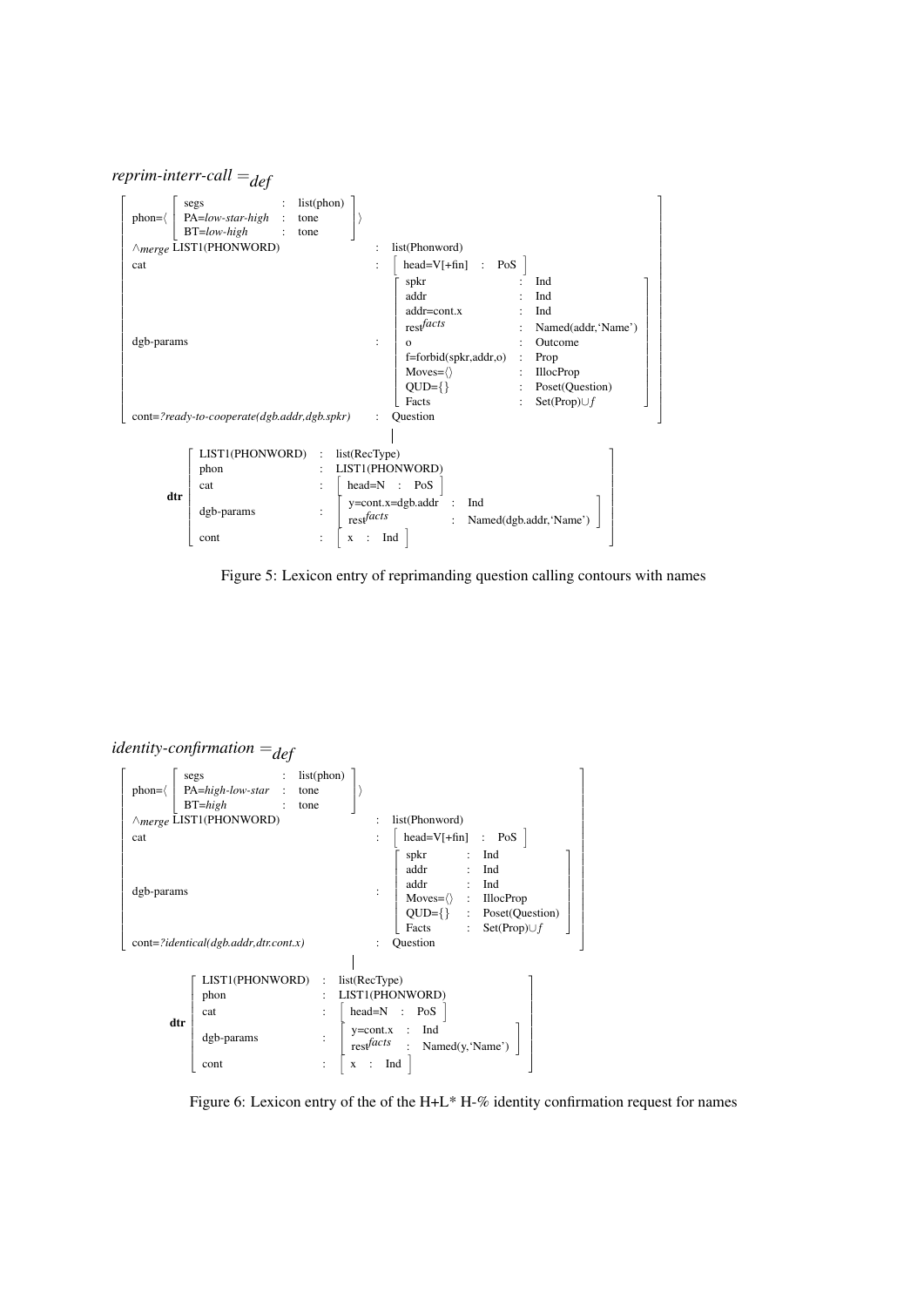*reprim-interr-call* $=_{def}$

```
[ phon=⟨ [ segs            : list(phon)
           PA=low-star-high : tone
           BT=low-high      : tone ] ⟩
  ∧merge LIST1(PHONWORD)                      : list(Phonword)
  cat                                         : [ head=V[+fin] : PoS ]
  dgb-params                                  : [ spkr                  : Ind
                                                  addr                  : Ind
                                                  addr=cont.x           : Ind
                                                  rest^facts            : Named(addr,'Name')
                                                  o                     : Outcome
                                                  f=forbid(spkr,addr,o) : Prop
                                                  Moves=⟨⟩              : IllocProp
                                                  QUD={}                : Poset(Question)
                                                  Facts                 : Set(Prop)∪f ]
  cont=?ready-to-cooperate(dgb.addr,dgb.spkr) : Question ]
                                              |
        dtr [ LIST1(PHONWORD) : list(RecType)
              phon            : LIST1(PHONWORD)
              cat             : [ head=N : PoS ]
              dgb-params      : [ y=cont.x=dgb.addr : Ind
                                  rest^facts        : Named(dgb.addr,'Name') ]
              cont            : [ x : Ind ] ]
```

Figure 5: Lexicon entry of reprimanding question calling contours with names

*identity-confirmation* $=_{def}$

```
[ phon=⟨ [ segs            : list(phon)
           PA=high-low-star : tone
           BT=high          : tone ] ⟩
  ∧merge LIST1(PHONWORD)                      : list(Phonword)
  cat                                         : [ head=V[+fin] : PoS ]
  dgb-params                                  : [ spkr     : Ind
                                                  addr     : Ind
                                                  addr     : Ind
                                                  Moves=⟨⟩ : IllocProp
                                                  QUD={}   : Poset(Question)
                                                  Facts    : Set(Prop)∪f ]
  cont=?identical(dgb.addr,dtr.cont.x)        : Question ]
                                              |
        dtr [ LIST1(PHONWORD) : list(RecType)
              phon            : LIST1(PHONWORD)
              cat             : [ head=N : PoS ]
              dgb-params      : [ y=cont.x   : Ind
                                  rest^facts : Named(y,'Name') ]
              cont            : [ x : Ind ] ]
```

Figure 6: Lexicon entry of the of the H+L* H-% identity confirmation request for names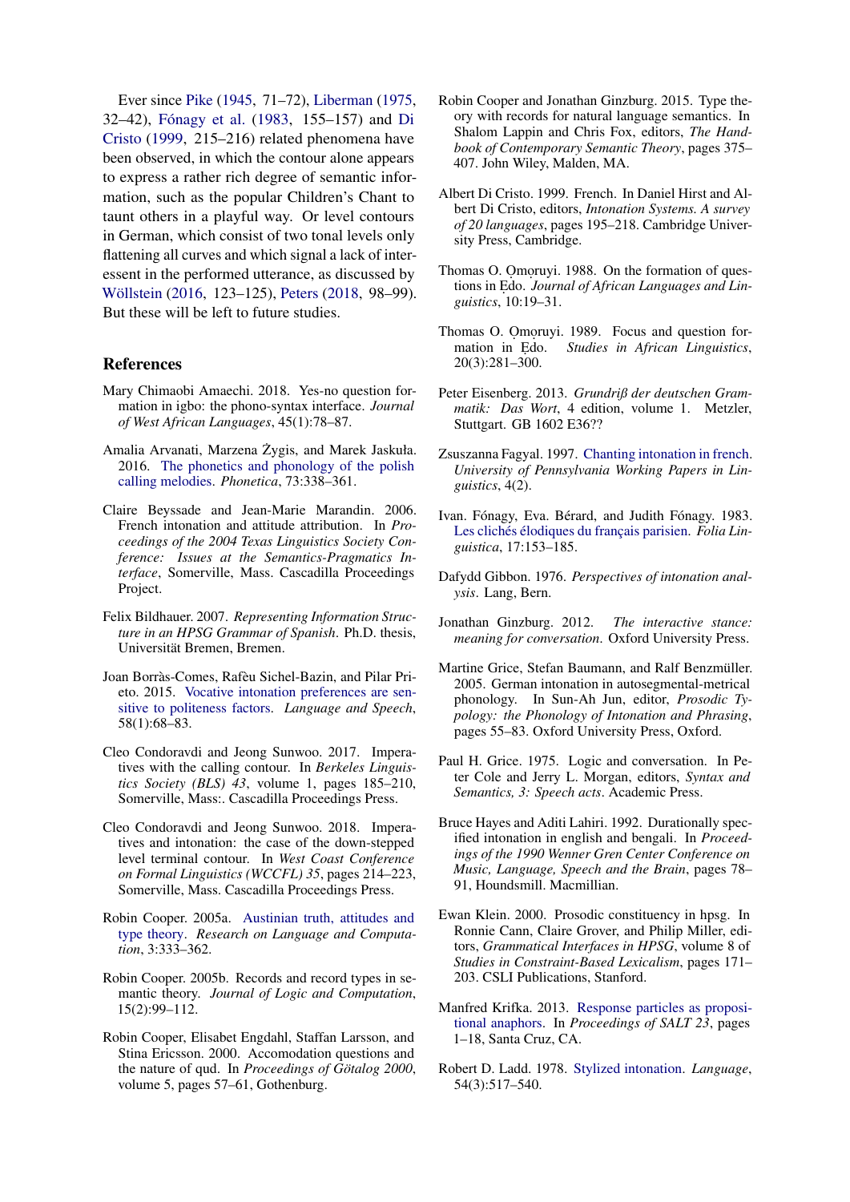Ever since Pike (1945, 71–72), Liberman (1975, 32–42), Fónagy et al. (1983, 155–157) and Di Cristo (1999, 215–216) related phenomena have been observed, in which the contour alone appears to express a rather rich degree of semantic information, such as the popular Children's Chant to taunt others in a playful way. Or level contours in German, which consist of two tonal levels only flattening all curves and which signal a lack of interessent in the performed utterance, as discussed by Wöllstein (2016, 123–125), Peters (2018, 98–99). But these will be left to future studies.

## References

Mary Chimaobi Amaechi. 2018. Yes-no question formation in igbo: the phono-syntax interface. *Journal of West African Languages*, 45(1):78–87.

Amalia Arvanati, Marzena Żygis, and Marek Jaskuła. 2016. The phonetics and phonology of the polish calling melodies. *Phonetica*, 73:338–361.

Claire Beyssade and Jean-Marie Marandin. 2006. French intonation and attitude attribution. In *Proceedings of the 2004 Texas Linguistics Society Conference: Issues at the Semantics-Pragmatics Interface*, Somerville, Mass. Cascadilla Proceedings Project.

Felix Bildhauer. 2007. *Representing Information Structure in an HPSG Grammar of Spanish*. Ph.D. thesis, Universität Bremen, Bremen.

Joan Borràs-Comes, Rafèu Sichel-Bazin, and Pilar Prieto. 2015. Vocative intonation preferences are sensitive to politeness factors. *Language and Speech*, 58(1):68–83.

Cleo Condoravdi and Jeong Sunwoo. 2017. Imperatives with the calling contour. In *Berkeles Linguistics Society (BLS) 43*, volume 1, pages 185–210, Somerville, Mass:. Cascadilla Proceedings Press.

Cleo Condoravdi and Jeong Sunwoo. 2018. Imperatives and intonation: the case of the down-stepped level terminal contour. In *West Coast Conference on Formal Linguistics (WCCFL) 35*, pages 214–223, Somerville, Mass. Cascadilla Proceedings Press.

Robin Cooper. 2005a. Austinian truth, attitudes and type theory. *Research on Language and Computation*, 3:333–362.

Robin Cooper. 2005b. Records and record types in semantic theory. *Journal of Logic and Computation*, 15(2):99–112.

Robin Cooper, Elisabet Engdahl, Staffan Larsson, and Stina Ericsson. 2000. Accomodation questions and the nature of qud. In *Proceedings of Götalog 2000*, volume 5, pages 57–61, Gothenburg.

Robin Cooper and Jonathan Ginzburg. 2015. Type theory with records for natural language semantics. In Shalom Lappin and Chris Fox, editors, *The Handbook of Contemporary Semantic Theory*, pages 375–407. John Wiley, Malden, MA.

Albert Di Cristo. 1999. French. In Daniel Hirst and Albert Di Cristo, editors, *Intonation Systems. A survey of 20 languages*, pages 195–218. Cambridge University Press, Cambridge.

Thomas O. Ọmọruyi. 1988. On the formation of questions in Ẹdo. *Journal of African Languages and Linguistics*, 10:19–31.

Thomas O. Ọmọruyi. 1989. Focus and question formation in Ẹdo. *Studies in African Linguistics*, 20(3):281–300.

Peter Eisenberg. 2013. *Grundriß der deutschen Grammatik: Das Wort*, 4 edition, volume 1. Metzler, Stuttgart. GB 1602 E36??

Zsuszanna Fagyal. 1997. Chanting intonation in french. *University of Pennsylvania Working Papers in Linguistics*, 4(2).

Ivan. Fónagy, Eva. Bérard, and Judith Fónagy. 1983. Les clichés élodiques du français parisien. *Folia Linguistica*, 17:153–185.

Dafydd Gibbon. 1976. *Perspectives of intonation analysis*. Lang, Bern.

Jonathan Ginzburg. 2012. *The interactive stance: meaning for conversation*. Oxford University Press.

Martine Grice, Stefan Baumann, and Ralf Benzmüller. 2005. German intonation in autosegmental-metrical phonology. In Sun-Ah Jun, editor, *Prosodic Typology: the Phonology of Intonation and Phrasing*, pages 55–83. Oxford University Press, Oxford.

Paul H. Grice. 1975. Logic and conversation. In Peter Cole and Jerry L. Morgan, editors, *Syntax and Semantics, 3: Speech acts*. Academic Press.

Bruce Hayes and Aditi Lahiri. 1992. Durationally specified intonation in english and bengali. In *Proceedings of the 1990 Wenner Gren Center Conference on Music, Language, Speech and the Brain*, pages 78–91, Houndsmill. Macmillian.

Ewan Klein. 2000. Prosodic constituency in hpsg. In Ronnie Cann, Claire Grover, and Philip Miller, editors, *Grammatical Interfaces in HPSG*, volume 8 of *Studies in Constraint-Based Lexicalism*, pages 171–203. CSLI Publications, Stanford.

Manfred Krifka. 2013. Response particles as propositional anaphors. In *Proceedings of SALT 23*, pages 1–18, Santa Cruz, CA.

Robert D. Ladd. 1978. Stylized intonation. *Language*, 54(3):517–540.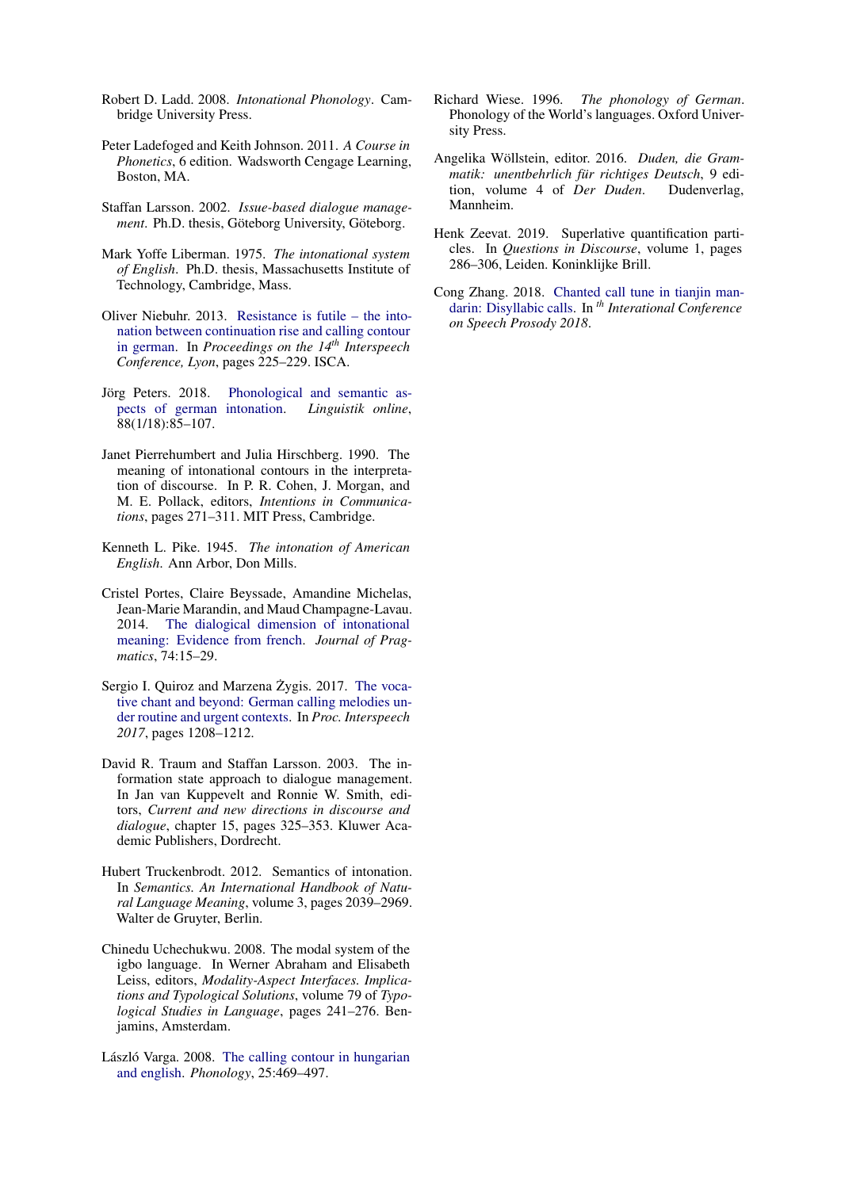Robert D. Ladd. 2008. *Intonational Phonology*. Cambridge University Press.

Peter Ladefoged and Keith Johnson. 2011. *A Course in Phonetics*, 6 edition. Wadsworth Cengage Learning, Boston, MA.

Staffan Larsson. 2002. *Issue-based dialogue management*. Ph.D. thesis, Göteborg University, Göteborg.

Mark Yoffe Liberman. 1975. *The intonational system of English*. Ph.D. thesis, Massachusetts Institute of Technology, Cambridge, Mass.

Oliver Niebuhr. 2013. Resistance is futile – the intonation between continuation rise and calling contour in german. In *Proceedings on the 14th Interspeech Conference, Lyon*, pages 225–229. ISCA.

Jörg Peters. 2018. Phonological and semantic aspects of german intonation. *Linguistik online*, 88(1/18):85–107.

Janet Pierrehumbert and Julia Hirschberg. 1990. The meaning of intonational contours in the interpretation of discourse. In P. R. Cohen, J. Morgan, and M. E. Pollack, editors, *Intentions in Communications*, pages 271–311. MIT Press, Cambridge.

Kenneth L. Pike. 1945. *The intonation of American English*. Ann Arbor, Don Mills.

Cristel Portes, Claire Beyssade, Amandine Michelas, Jean-Marie Marandin, and Maud Champagne-Lavau. 2014. The dialogical dimension of intonational meaning: Evidence from french. *Journal of Pragmatics*, 74:15–29.

Sergio I. Quiroz and Marzena Żygis. 2017. The vocative chant and beyond: German calling melodies under routine and urgent contexts. In *Proc. Interspeech 2017*, pages 1208–1212.

David R. Traum and Staffan Larsson. 2003. The information state approach to dialogue management. In Jan van Kuppevelt and Ronnie W. Smith, editors, *Current and new directions in discourse and dialogue*, chapter 15, pages 325–353. Kluwer Academic Publishers, Dordrecht.

Hubert Truckenbrodt. 2012. Semantics of intonation. In *Semantics. An International Handbook of Natural Language Meaning*, volume 3, pages 2039–2969. Walter de Gruyter, Berlin.

Chinedu Uchechukwu. 2008. The modal system of the igbo language. In Werner Abraham and Elisabeth Leiss, editors, *Modality-Aspect Interfaces. Implications and Typological Solutions*, volume 79 of *Typological Studies in Language*, pages 241–276. Benjamins, Amsterdam.

László Varga. 2008. The calling contour in hungarian and english. *Phonology*, 25:469–497.

Richard Wiese. 1996. *The phonology of German*. Phonology of the World's languages. Oxford University Press.

Angelika Wöllstein, editor. 2016. *Duden, die Grammatik: unentbehrlich für richtiges Deutsch*, 9 edition, volume 4 of *Der Duden*. Dudenverlag, Mannheim.

Henk Zeevat. 2019. Superlative quantification particles. In *Questions in Discourse*, volume 1, pages 286–306, Leiden. Koninklijke Brill.

Cong Zhang. 2018. Chanted call tune in tianjin mandarin: Disyllabic calls. In *th Interational Conference on Speech Prosody 2018*.